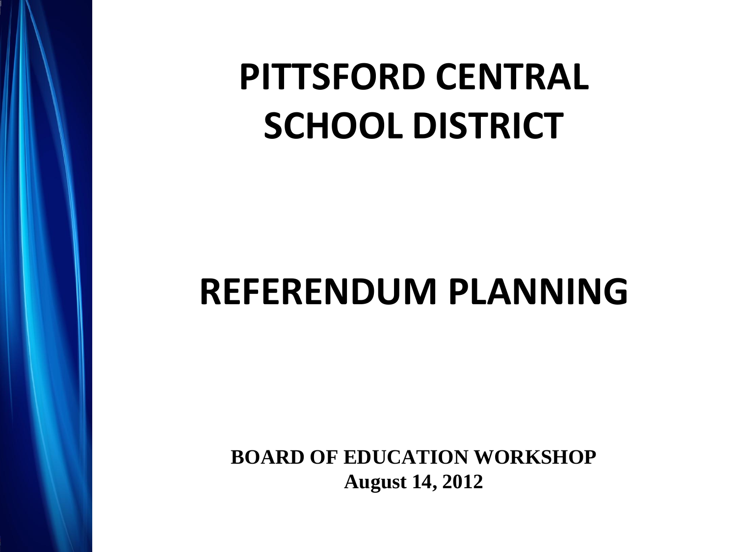# PITTSFORD CENTRAL SCHOOL DISTRICT

# REFERENDUM PLANNING

**BOARD OF EDUCATION WORKSHOP**
**August 14, 2012**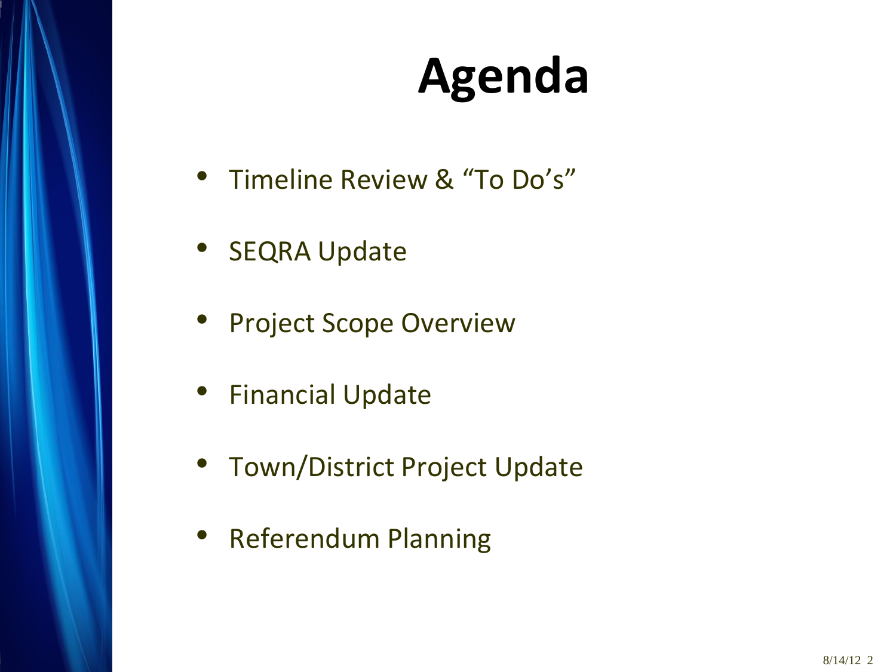# Agenda

- Timeline Review & “To Do’s”
- SEQRA Update
- Project Scope Overview
- Financial Update
- Town/District Project Update
- Referendum Planning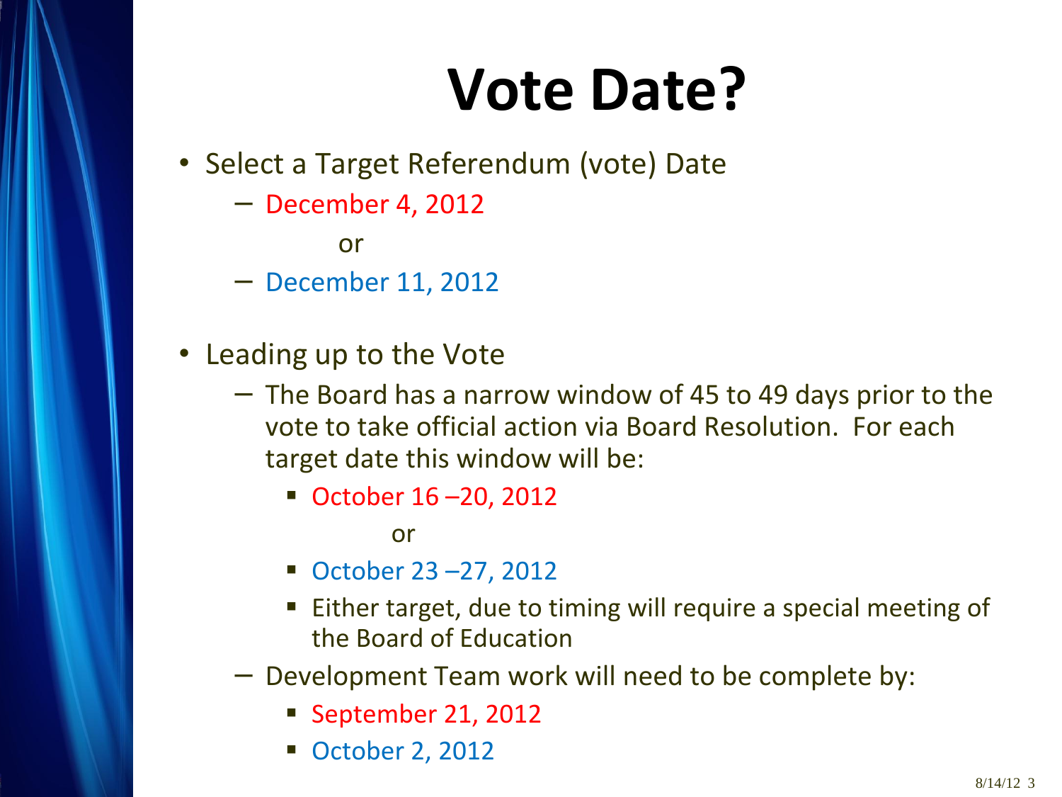# Vote Date?

- Select a Target Referendum (vote) Date
  - December 4, 2012

    or
  - December 11, 2012

- Leading up to the Vote
  - The Board has a narrow window of 45 to 49 days prior to the vote to take official action via Board Resolution. For each target date this window will be:
    - October 16 –20, 2012

      or
    - October 23 –27, 2012
    - Either target, due to timing will require a special meeting of the Board of Education
  - Development Team work will need to be complete by:
    - September 21, 2012
    - October 2, 2012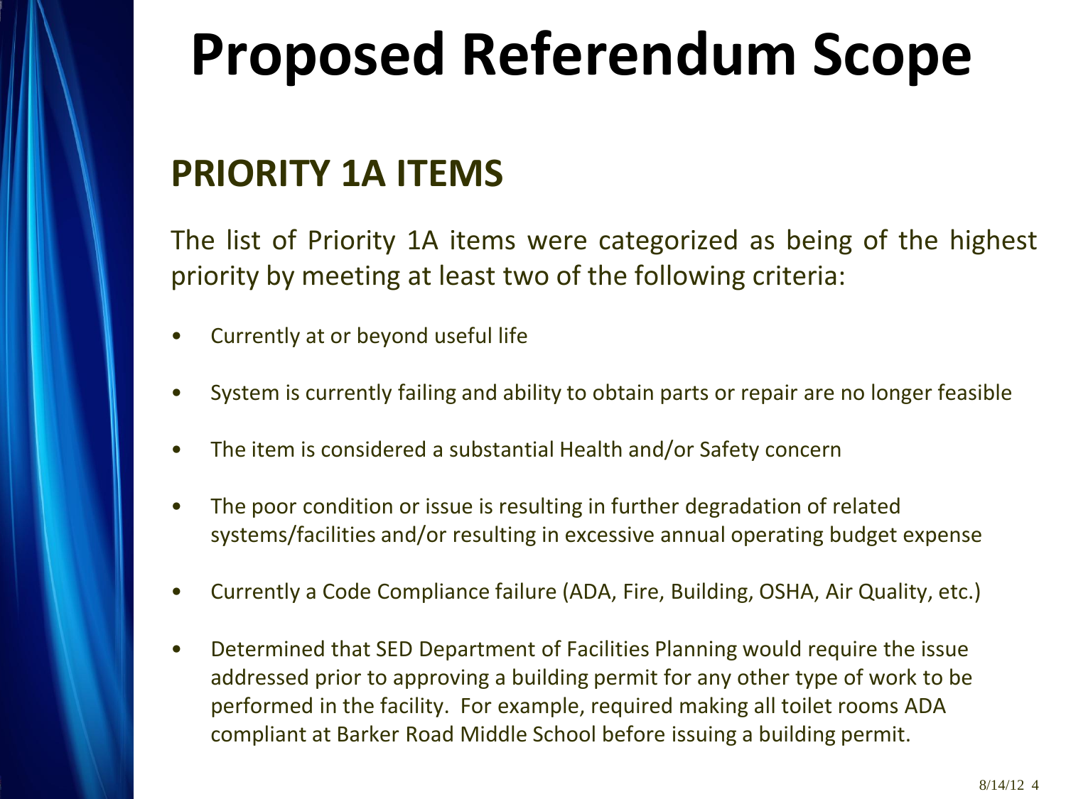# Proposed Referendum Scope

## PRIORITY 1A ITEMS

The list of Priority 1A items were categorized as being of the highest priority by meeting at least two of the following criteria:

- Currently at or beyond useful life
- System is currently failing and ability to obtain parts or repair are no longer feasible
- The item is considered a substantial Health and/or Safety concern
- The poor condition or issue is resulting in further degradation of related systems/facilities and/or resulting in excessive annual operating budget expense
- Currently a Code Compliance failure (ADA, Fire, Building, OSHA, Air Quality, etc.)
- Determined that SED Department of Facilities Planning would require the issue addressed prior to approving a building permit for any other type of work to be performed in the facility. For example, required making all toilet rooms ADA compliant at Barker Road Middle School before issuing a building permit.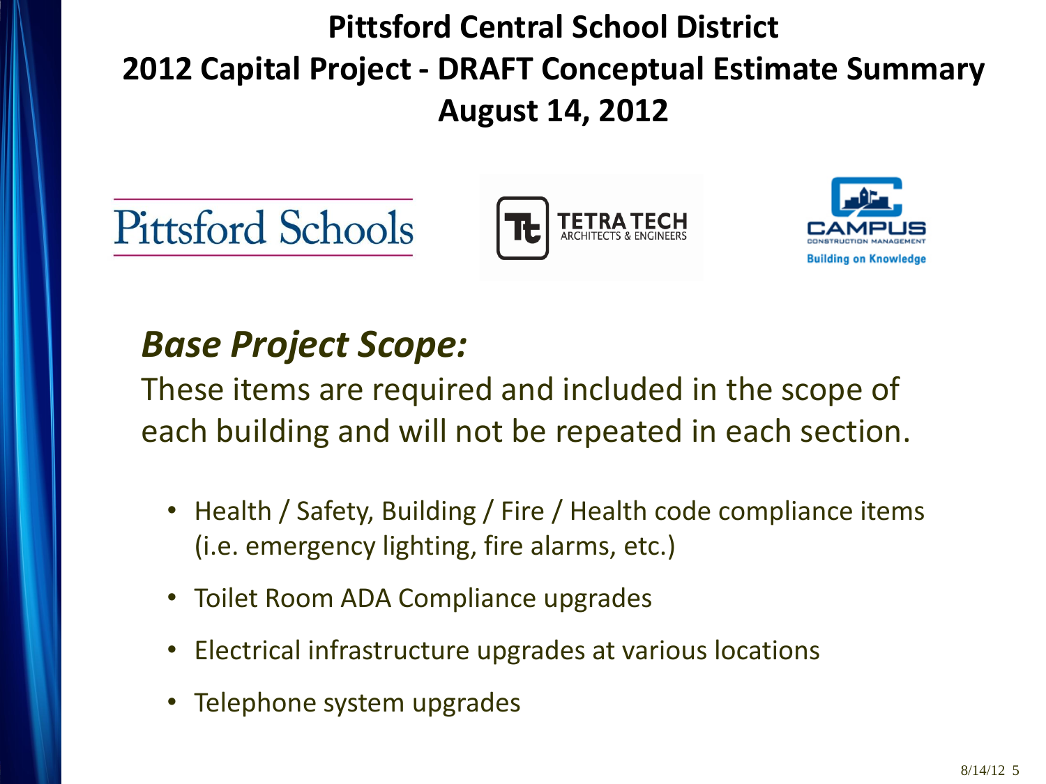# Pittsford Central School District
# 2012 Capital Project - DRAFT Conceptual Estimate Summary
# August 14, 2012

Pittsford Schools

TETRA TECH
ARCHITECTS & ENGINEERS

CAMPUS
CONSTRUCTION MANAGEMENT
Building on Knowledge

## *Base Project Scope:*

These items are required and included in the scope of each building and will not be repeated in each section.

- Health / Safety, Building / Fire / Health code compliance items (i.e. emergency lighting, fire alarms, etc.)
- Toilet Room ADA Compliance upgrades
- Electrical infrastructure upgrades at various locations
- Telephone system upgrades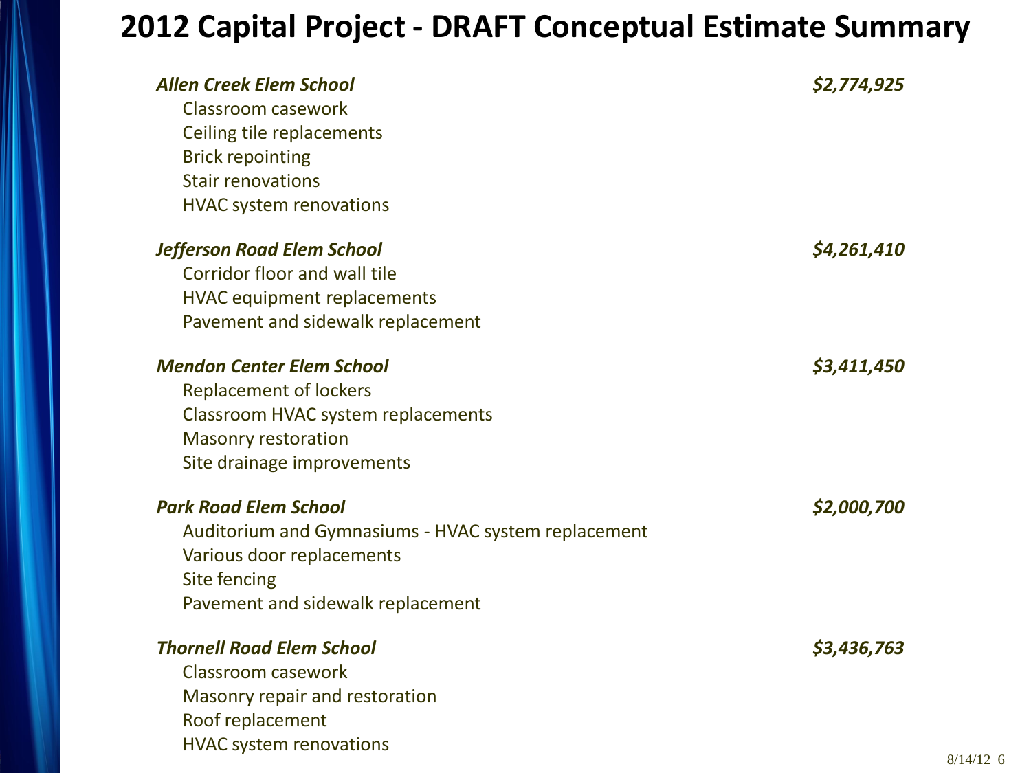# 2012 Capital Project - DRAFT Conceptual Estimate Summary

***Allen Creek Elem School*** — ***$2,774,925***

- Classroom casework
- Ceiling tile replacements
- Brick repointing
- Stair renovations
- HVAC system renovations

***Jefferson Road Elem School*** — ***$4,261,410***

- Corridor floor and wall tile
- HVAC equipment replacements
- Pavement and sidewalk replacement

***Mendon Center Elem School*** — ***$3,411,450***

- Replacement of lockers
- Classroom HVAC system replacements
- Masonry restoration
- Site drainage improvements

***Park Road Elem School*** — ***$2,000,700***

- Auditorium and Gymnasiums - HVAC system replacement
- Various door replacements
- Site fencing
- Pavement and sidewalk replacement

***Thornell Road Elem School*** — ***$3,436,763***

- Classroom casework
- Masonry repair and restoration
- Roof replacement
- HVAC system renovations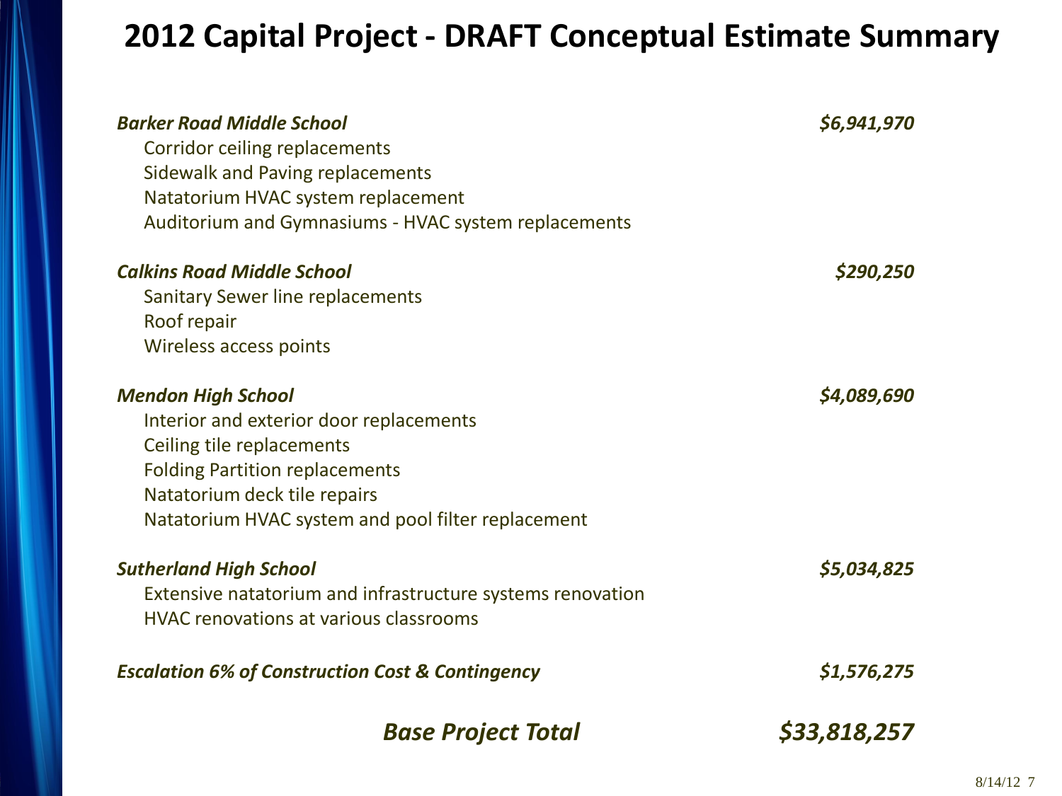# 2012 Capital Project - DRAFT Conceptual Estimate Summary

***Barker Road Middle School*** — ***$6,941,970***

- Corridor ceiling replacements
- Sidewalk and Paving replacements
- Natatorium HVAC system replacement
- Auditorium and Gymnasiums - HVAC system replacements

***Calkins Road Middle School*** — ***$290,250***

- Sanitary Sewer line replacements
- Roof repair
- Wireless access points

***Mendon High School*** — ***$4,089,690***

- Interior and exterior door replacements
- Ceiling tile replacements
- Folding Partition replacements
- Natatorium deck tile repairs
- Natatorium HVAC system and pool filter replacement

***Sutherland High School*** — ***$5,034,825***

- Extensive natatorium and infrastructure systems renovation
- HVAC renovations at various classrooms

***Escalation 6% of Construction Cost & Contingency*** — ***$1,576,275***

## *Base Project Total* — *$33,818,257*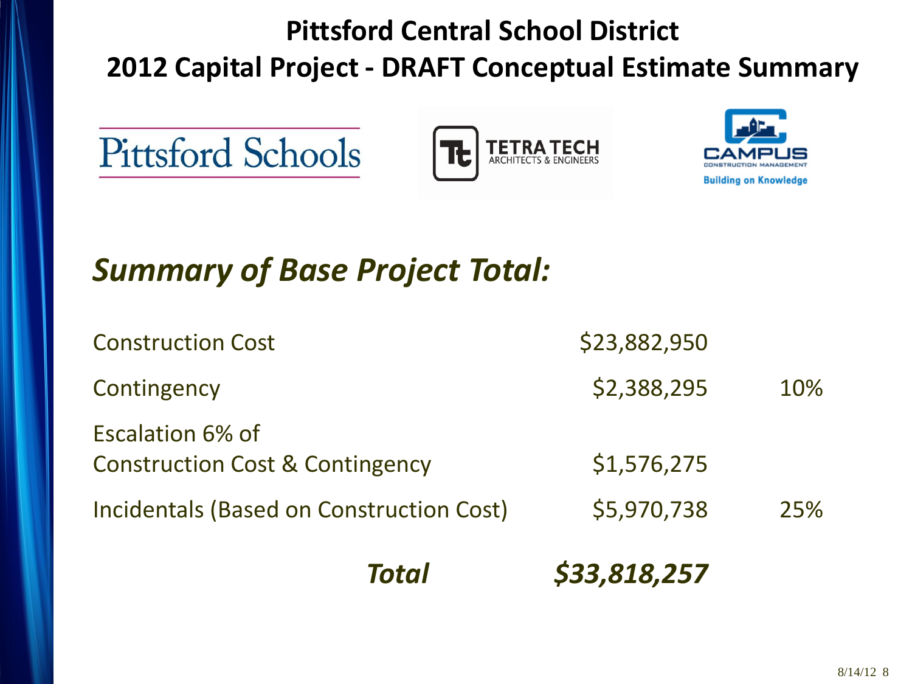# Pittsford Central School District

## 2012 Capital Project - DRAFT Conceptual Estimate Summary

Pittsford Schools

TETRA TECH ARCHITECTS & ENGINEERS

CAMPUS CONSTRUCTION MANAGEMENT Building on Knowledge

### *Summary of Base Project Total:*

| | | |
|---|---|---|
| Construction Cost | $23,882,950 | |
| Contingency | $2,388,295 | 10% |
| Escalation 6% of Construction Cost & Contingency | $1,576,275 | |
| Incidentals (Based on Construction Cost) | $5,970,738 | 25% |
| ***Total*** | ***$33,818,257*** | |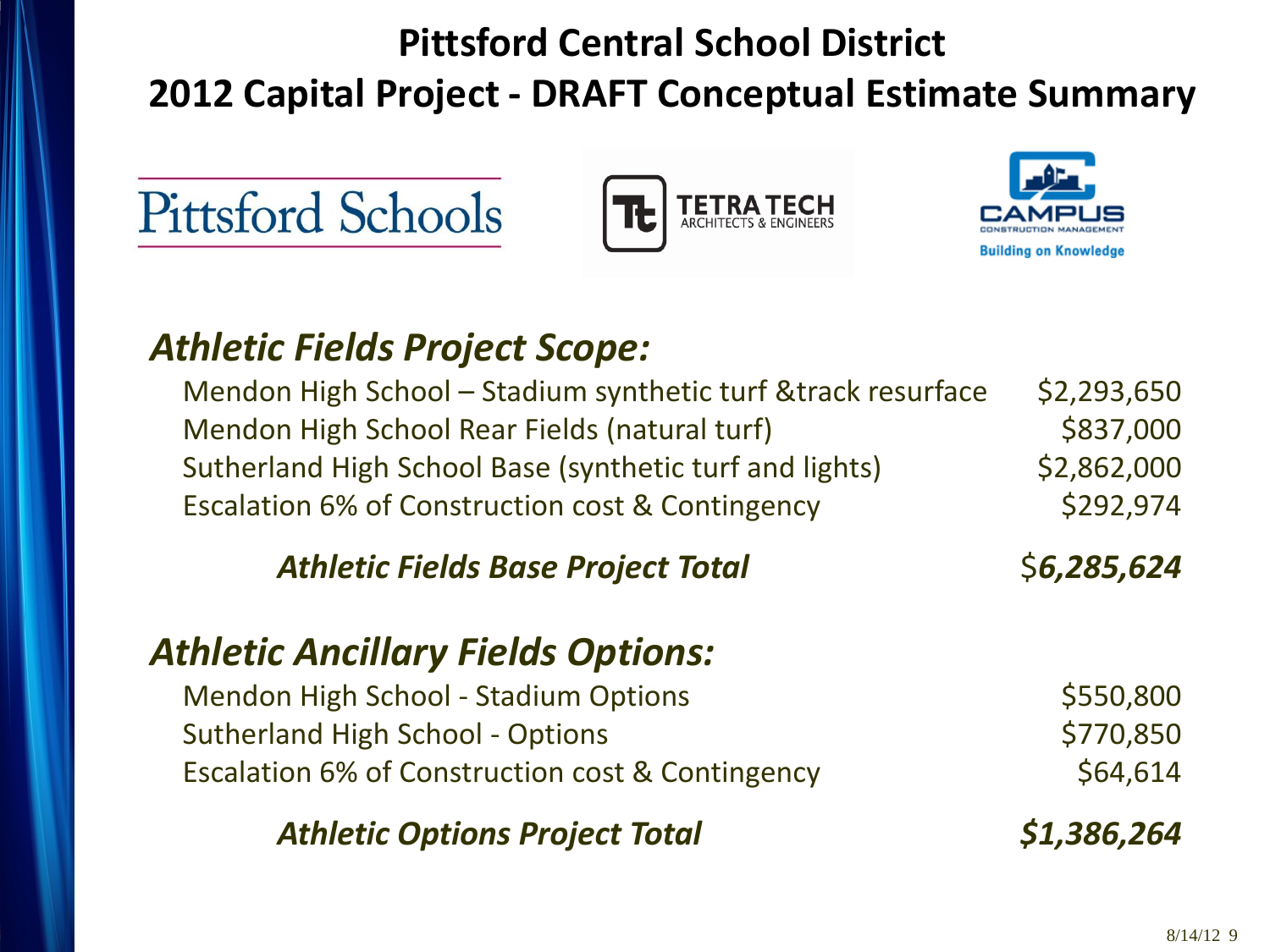# Pittsford Central School District

## 2012 Capital Project - DRAFT Conceptual Estimate Summary

Pittsford Schools

TETRA TECH
ARCHITECTS & ENGINEERS

CAMPUS
CONSTRUCTION MANAGEMENT
Building on Knowledge

### *Athletic Fields Project Scope:*

| | |
|---|---|
| Mendon High School – Stadium synthetic turf &track resurface | $2,293,650 |
| Mendon High School Rear Fields (natural turf) | $837,000 |
| Sutherland High School Base (synthetic turf and lights) | $2,862,000 |
| Escalation 6% of Construction cost & Contingency | $292,974 |
| ***Athletic Fields Base Project Total*** | ***$6,285,624*** |

### *Athletic Ancillary Fields Options:*

| | |
|---|---|
| Mendon High School - Stadium Options | $550,800 |
| Sutherland High School - Options | $770,850 |
| Escalation 6% of Construction cost & Contingency | $64,614 |
| ***Athletic Options Project Total*** | ***$1,386,264*** |

8/14/12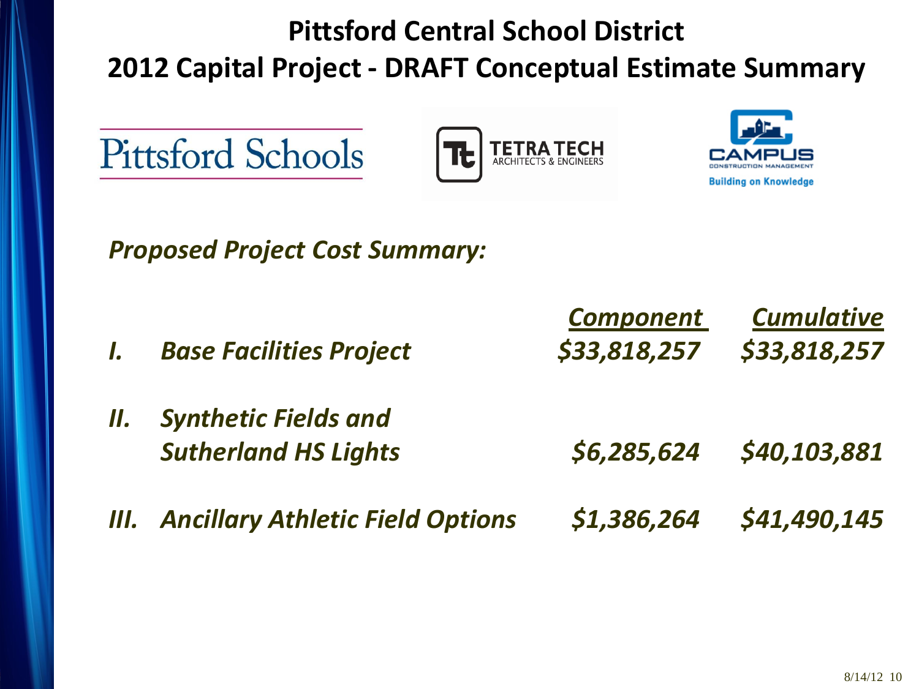# Pittsford Central School District

## 2012 Capital Project - DRAFT Conceptual Estimate Summary

Pittsford Schools

TETRA TECH ARCHITECTS & ENGINEERS

CAMPUS CONSTRUCTION MANAGEMENT Building on Knowledge

***Proposed Project Cost Summary:***

| | | *Component* | *Cumulative* |
|---|---|---|---|
| *I.* | ***Base Facilities Project*** | ***$33,818,257*** | ***$33,818,257*** |
| *II.* | ***Synthetic Fields and Sutherland HS Lights*** | ***$6,285,624*** | ***$40,103,881*** |
| *III.* | ***Ancillary Athletic Field Options*** | ***$1,386,264*** | ***$41,490,145*** |

8/14/12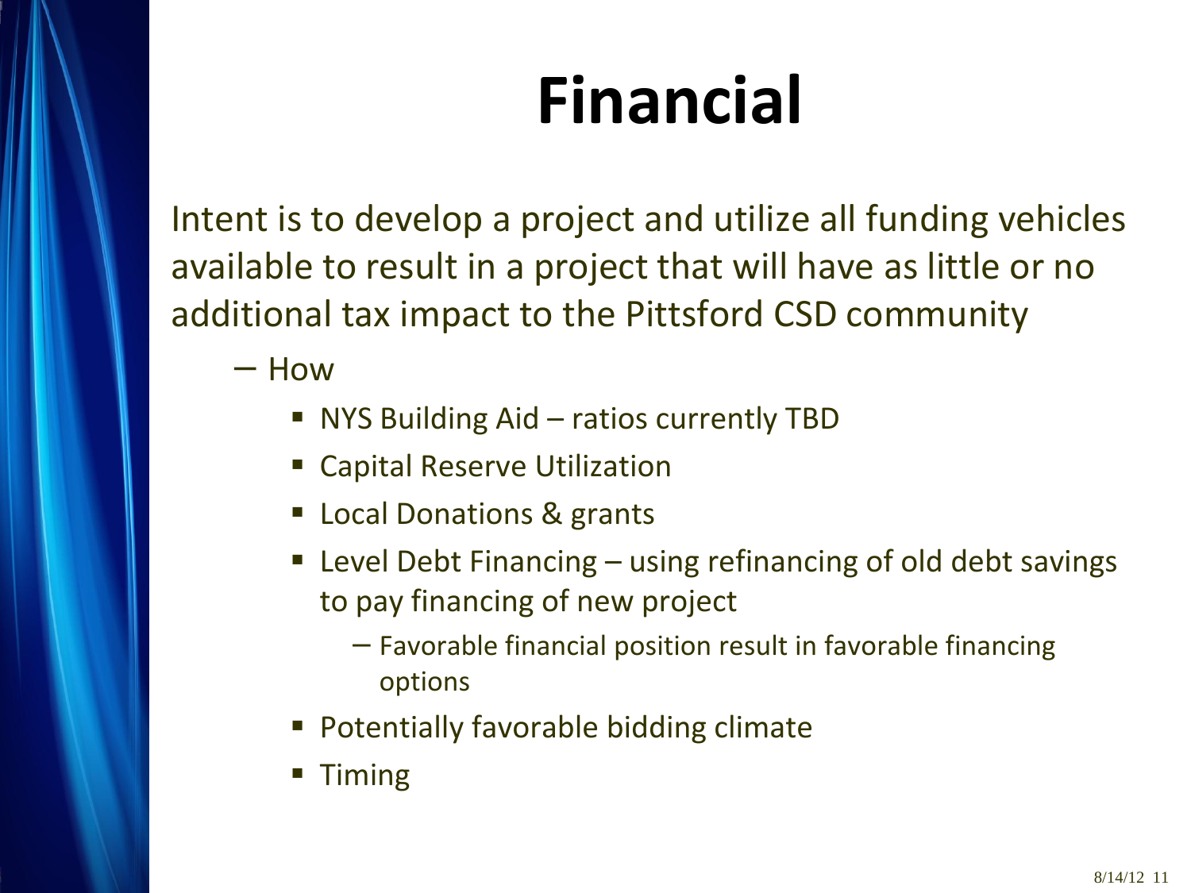# Financial

Intent is to develop a project and utilize all funding vehicles available to result in a project that will have as little or no additional tax impact to the Pittsford CSD community

- How
  - NYS Building Aid – ratios currently TBD
  - Capital Reserve Utilization
  - Local Donations & grants
  - Level Debt Financing – using refinancing of old debt savings to pay financing of new project
    - Favorable financial position result in favorable financing options
  - Potentially favorable bidding climate
  - Timing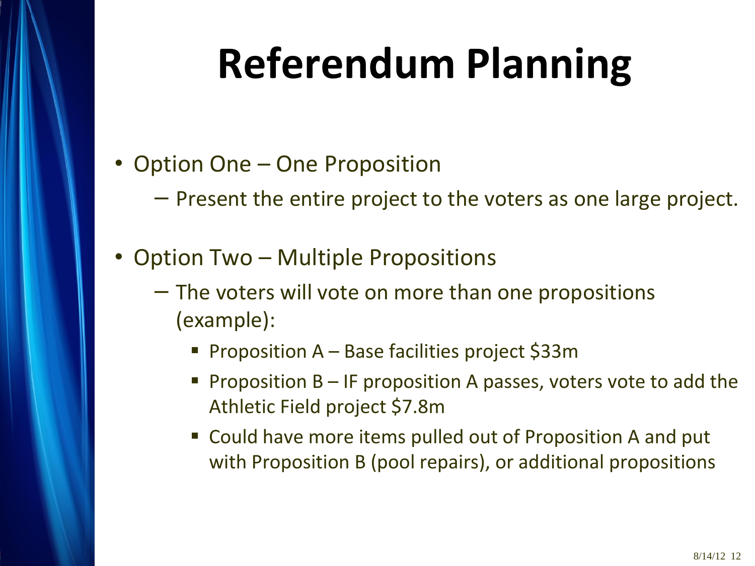# Referendum Planning

- Option One – One Proposition
  - Present the entire project to the voters as one large project.
- Option Two – Multiple Propositions
  - The voters will vote on more than one propositions (example):
    - Proposition A – Base facilities project $33m
    - Proposition B – IF proposition A passes, voters vote to add the Athletic Field project $7.8m
    - Could have more items pulled out of Proposition A and put with Proposition B (pool repairs), or additional propositions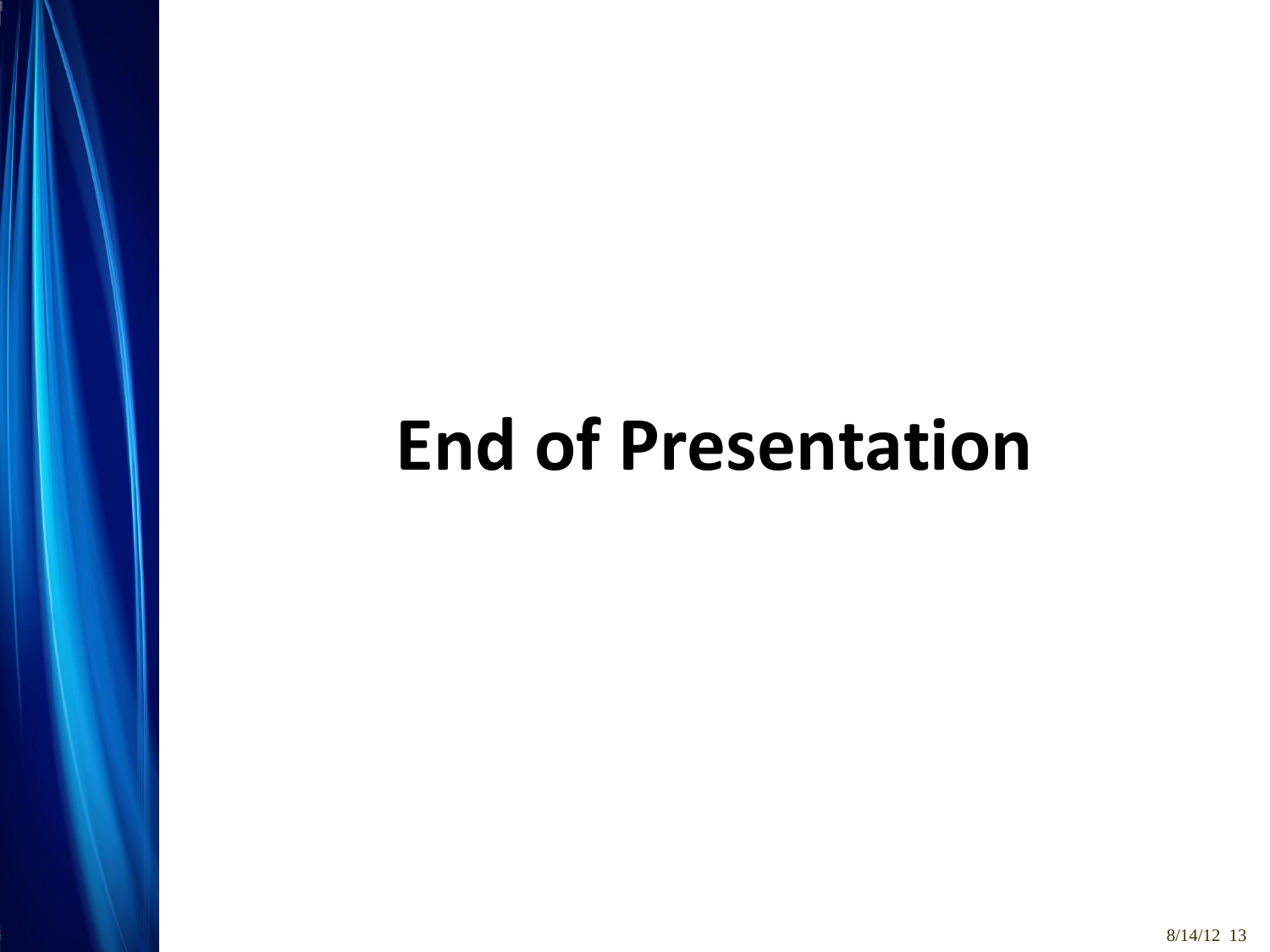# End of Presentation